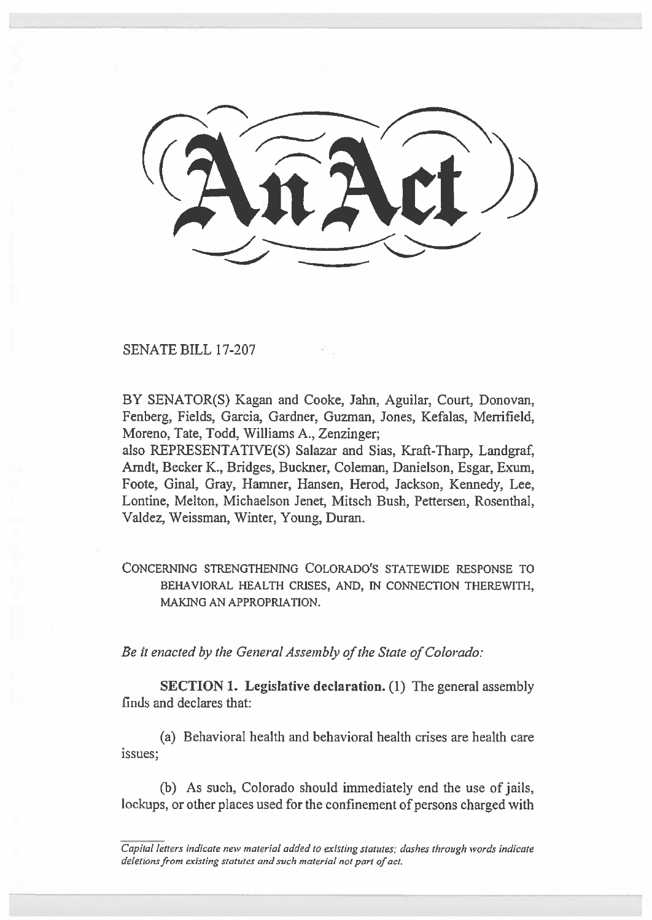# An Act

SENATE BILL 17-207

BY SENATOR(S) Kagan and Cooke, Jahn, Aguilar, Court, Donovan, Fenberg, Fields, Garcia, Gardner, Guzman, Jones, Kefalas, Merrifield, Moreno, Tate, Todd, Williams A., Zenzinger;
also REPRESENTATIVE(S) Salazar and Sias, Kraft-Tharp, Landgraf, Arndt, Becker K., Bridges, Buckner, Coleman, Danielson, Esgar, Exum, Foote, Ginal, Gray, Hamner, Hansen, Herod, Jackson, Kennedy, Lee, Lontine, Melton, Michaelson Jenet, Mitsch Bush, Pettersen, Rosenthal, Valdez, Weissman, Winter, Young, Duran.

CONCERNING STRENGTHENING COLORADO'S STATEWIDE RESPONSE TO BEHAVIORAL HEALTH CRISES, AND, IN CONNECTION THEREWITH, MAKING AN APPROPRIATION.

*Be it enacted by the General Assembly of the State of Colorado:*

**SECTION 1. Legislative declaration.** (1) The general assembly finds and declares that:

(a) Behavioral health and behavioral health crises are health care issues;

(b) As such, Colorado should immediately end the use of jails, lockups, or other places used for the confinement of persons charged with

*Capital letters indicate new material added to existing statutes; dashes through words indicate deletions from existing statutes and such material not part of act.*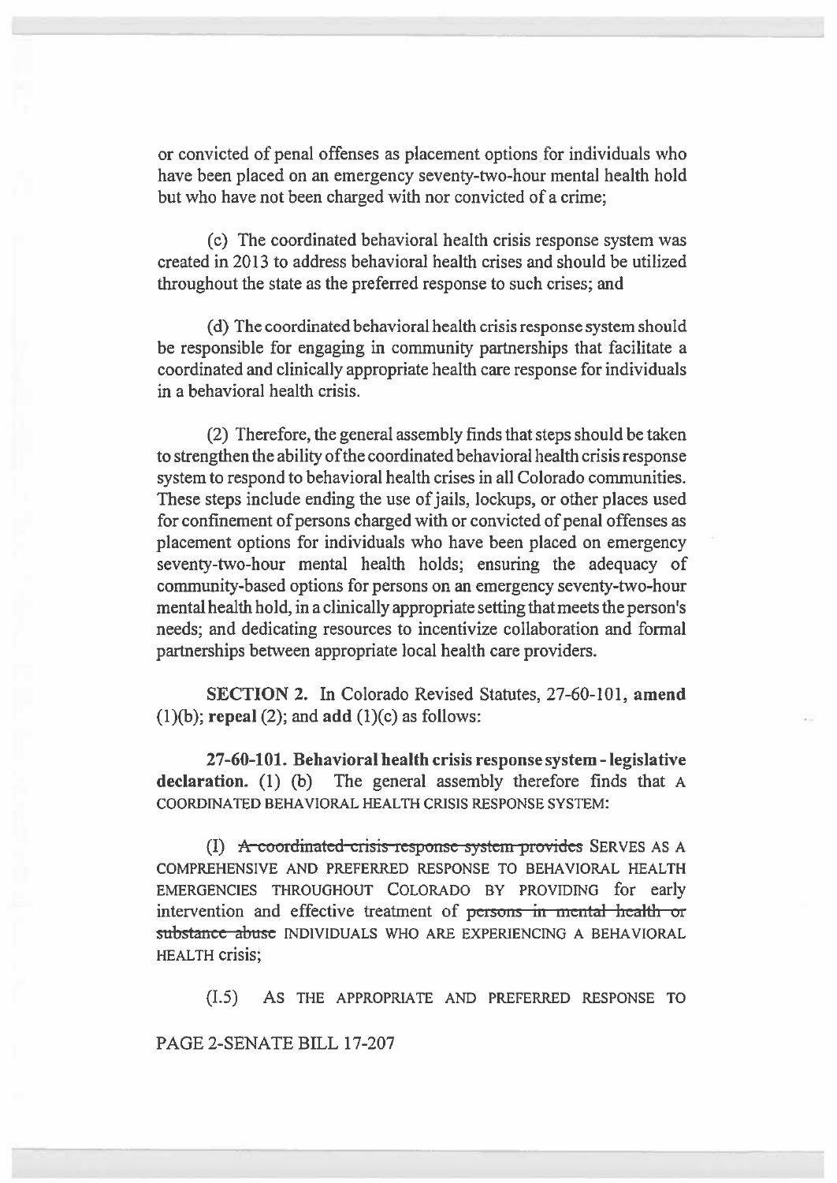or convicted of penal offenses as placement options for individuals who have been placed on an emergency seventy-two-hour mental health hold but who have not been charged with nor convicted of a crime;

(c) The coordinated behavioral health crisis response system was created in 2013 to address behavioral health crises and should be utilized throughout the state as the preferred response to such crises; and

(d) The coordinated behavioral health crisis response system should be responsible for engaging in community partnerships that facilitate a coordinated and clinically appropriate health care response for individuals in a behavioral health crisis.

(2) Therefore, the general assembly finds that steps should be taken to strengthen the ability of the coordinated behavioral health crisis response system to respond to behavioral health crises in all Colorado communities. These steps include ending the use of jails, lockups, or other places used for confinement of persons charged with or convicted of penal offenses as placement options for individuals who have been placed on emergency seventy-two-hour mental health holds; ensuring the adequacy of community-based options for persons on an emergency seventy-two-hour mental health hold, in a clinically appropriate setting that meets the person's needs; and dedicating resources to incentivize collaboration and formal partnerships between appropriate local health care providers.

**SECTION 2.** In Colorado Revised Statutes, 27-60-101, **amend** (1)(b); **repeal** (2); and **add** (1)(c) as follows:

**27-60-101. Behavioral health crisis response system - legislative declaration.** (1) (b) The general assembly therefore finds that A COORDINATED BEHAVIORAL HEALTH CRISIS RESPONSE SYSTEM:

(I) ~~A coordinated crisis response system provides~~ SERVES AS A COMPREHENSIVE AND PREFERRED RESPONSE TO BEHAVIORAL HEALTH EMERGENCIES THROUGHOUT COLORADO BY PROVIDING for early intervention and effective treatment of ~~persons in mental health or substance abuse~~ INDIVIDUALS WHO ARE EXPERIENCING A BEHAVIORAL HEALTH crisis;

(I.5) AS THE APPROPRIATE AND PREFERRED RESPONSE TO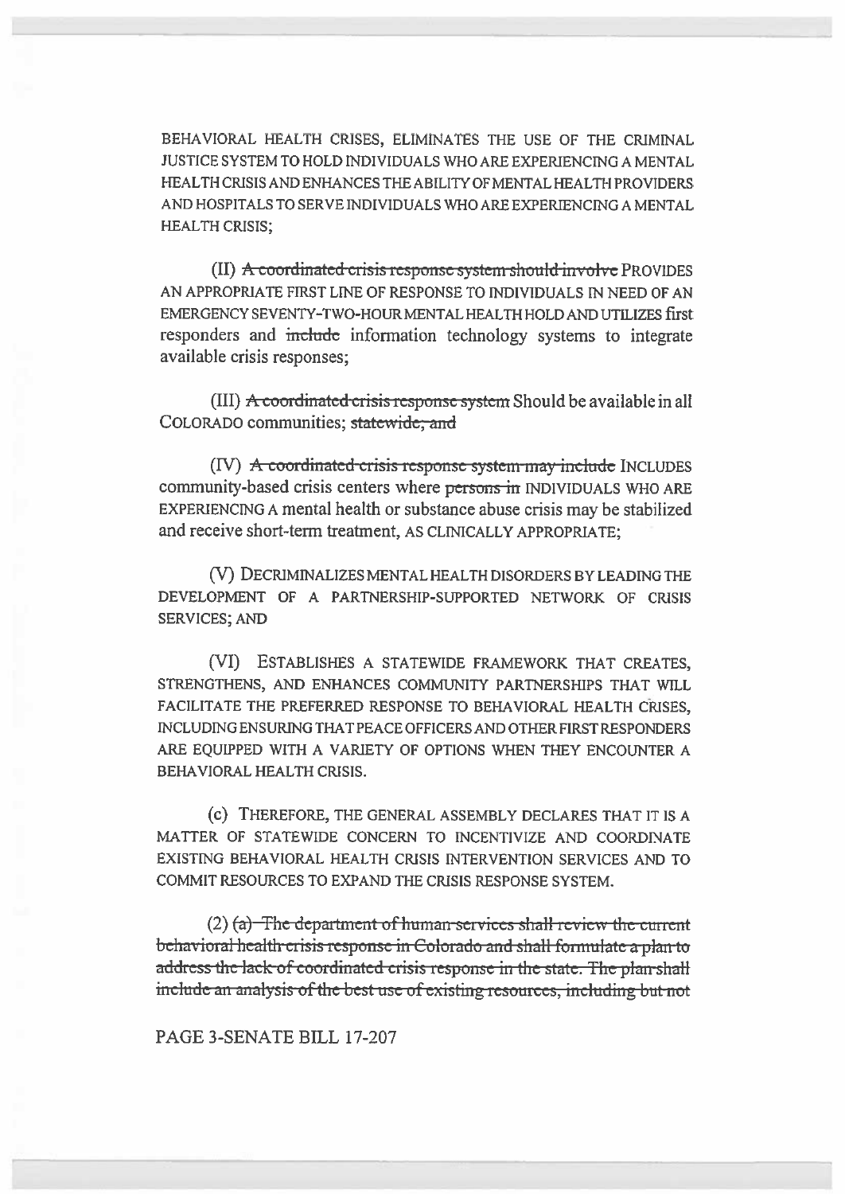BEHAVIORAL HEALTH CRISES, ELIMINATES THE USE OF THE CRIMINAL JUSTICE SYSTEM TO HOLD INDIVIDUALS WHO ARE EXPERIENCING A MENTAL HEALTH CRISIS AND ENHANCES THE ABILITY OF MENTAL HEALTH PROVIDERS AND HOSPITALS TO SERVE INDIVIDUALS WHO ARE EXPERIENCING A MENTAL HEALTH CRISIS;

(II) ~~A coordinated crisis response system should involve~~ PROVIDES AN APPROPRIATE FIRST LINE OF RESPONSE TO INDIVIDUALS IN NEED OF AN EMERGENCY SEVENTY-TWO-HOUR MENTAL HEALTH HOLD AND UTILIZES first responders and ~~include~~ information technology systems to integrate available crisis responses;

(III) ~~A coordinated crisis response system~~ Should be available in all COLORADO communities; ~~statewide; and~~

(IV) ~~A coordinated crisis response system may include~~ INCLUDES community-based crisis centers where ~~persons in~~ INDIVIDUALS WHO ARE EXPERIENCING A mental health or substance abuse crisis may be stabilized and receive short-term treatment, AS CLINICALLY APPROPRIATE;

(V) DECRIMINALIZES MENTAL HEALTH DISORDERS BY LEADING THE DEVELOPMENT OF A PARTNERSHIP-SUPPORTED NETWORK OF CRISIS SERVICES; AND

(VI) ESTABLISHES A STATEWIDE FRAMEWORK THAT CREATES, STRENGTHENS, AND ENHANCES COMMUNITY PARTNERSHIPS THAT WILL FACILITATE THE PREFERRED RESPONSE TO BEHAVIORAL HEALTH CRISES, INCLUDING ENSURING THAT PEACE OFFICERS AND OTHER FIRST RESPONDERS ARE EQUIPPED WITH A VARIETY OF OPTIONS WHEN THEY ENCOUNTER A BEHAVIORAL HEALTH CRISIS.

(c) THEREFORE, THE GENERAL ASSEMBLY DECLARES THAT IT IS A MATTER OF STATEWIDE CONCERN TO INCENTIVIZE AND COORDINATE EXISTING BEHAVIORAL HEALTH CRISIS INTERVENTION SERVICES AND TO COMMIT RESOURCES TO EXPAND THE CRISIS RESPONSE SYSTEM.

(2) ~~(a) The department of human services shall review the current behavioral health crisis response in Colorado and shall formulate a plan to address the lack of coordinated crisis response in the state. The plan shall include an analysis of the best use of existing resources, including but not~~

PAGE 3-SENATE BILL 17-207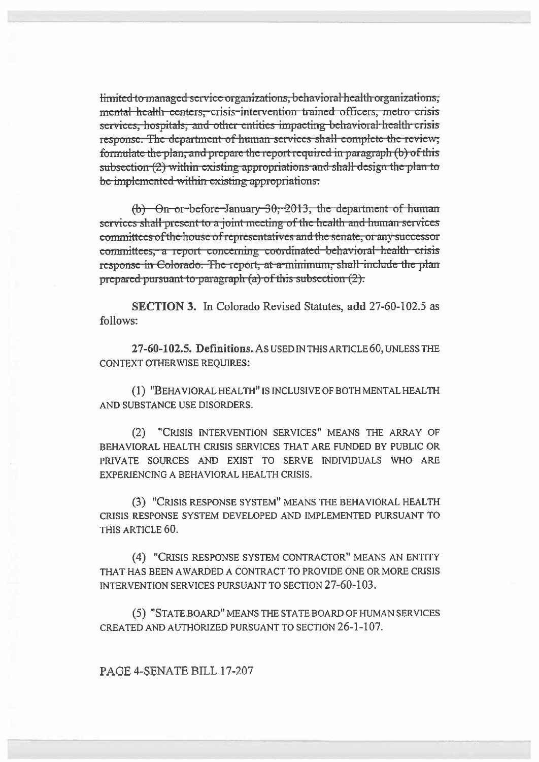~~limited to managed service organizations, behavioral health organizations, mental health centers, crisis-intervention trained officers, metro crisis services, hospitals, and other entities impacting behavioral health crisis response. The department of human services shall complete the review, formulate the plan, and prepare the report required in paragraph (b) of this subsection (2) within existing appropriations and shall design the plan to be implemented within existing appropriations.~~

~~(b) On or before January 30, 2013, the department of human services shall present to a joint meeting of the health and human services committees of the house of representatives and the senate, or any successor committees, a report concerning coordinated behavioral health crisis response in Colorado. The report, at a minimum, shall include the plan prepared pursuant to paragraph (a) of this subsection (2).~~

**SECTION 3.** In Colorado Revised Statutes, **add** 27-60-102.5 as follows:

**27-60-102.5. Definitions.** AS USED IN THIS ARTICLE 60, UNLESS THE CONTEXT OTHERWISE REQUIRES:

(1) "BEHAVIORAL HEALTH" IS INCLUSIVE OF BOTH MENTAL HEALTH AND SUBSTANCE USE DISORDERS.

(2) "CRISIS INTERVENTION SERVICES" MEANS THE ARRAY OF BEHAVIORAL HEALTH CRISIS SERVICES THAT ARE FUNDED BY PUBLIC OR PRIVATE SOURCES AND EXIST TO SERVE INDIVIDUALS WHO ARE EXPERIENCING A BEHAVIORAL HEALTH CRISIS.

(3) "CRISIS RESPONSE SYSTEM" MEANS THE BEHAVIORAL HEALTH CRISIS RESPONSE SYSTEM DEVELOPED AND IMPLEMENTED PURSUANT TO THIS ARTICLE 60.

(4) "CRISIS RESPONSE SYSTEM CONTRACTOR" MEANS AN ENTITY THAT HAS BEEN AWARDED A CONTRACT TO PROVIDE ONE OR MORE CRISIS INTERVENTION SERVICES PURSUANT TO SECTION 27-60-103.

(5) "STATE BOARD" MEANS THE STATE BOARD OF HUMAN SERVICES CREATED AND AUTHORIZED PURSUANT TO SECTION 26-1-107.

PAGE 4-SENATE BILL 17-207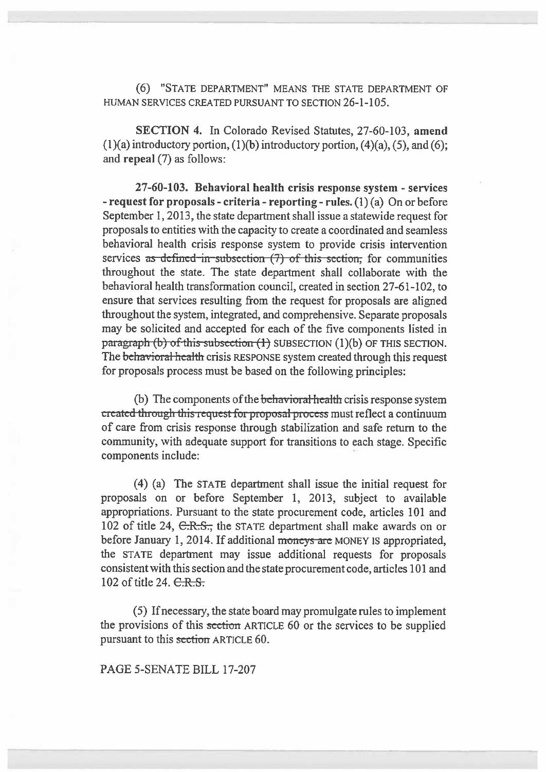(6) "STATE DEPARTMENT" MEANS THE STATE DEPARTMENT OF HUMAN SERVICES CREATED PURSUANT TO SECTION 26-1-105.

**SECTION 4.** In Colorado Revised Statutes, 27-60-103, **amend** (1)(a) introductory portion, (1)(b) introductory portion, (4)(a), (5), and (6); and **repeal** (7) as follows:

**27-60-103. Behavioral health crisis response system - services - request for proposals - criteria - reporting - rules.** (1) (a) On or before September 1, 2013, the state department shall issue a statewide request for proposals to entities with the capacity to create a coordinated and seamless behavioral health crisis response system to provide crisis intervention services ~~as defined in subsection (7) of this section,~~ for communities throughout the state. The state department shall collaborate with the behavioral health transformation council, created in section 27-61-102, to ensure that services resulting from the request for proposals are aligned throughout the system, integrated, and comprehensive. Separate proposals may be solicited and accepted for each of the five components listed in ~~paragraph (b) of this subsection (1)~~ SUBSECTION (1)(b) OF THIS SECTION. The ~~behavioral health~~ crisis RESPONSE system created through this request for proposals process must be based on the following principles:

(b) The components of the ~~behavioral health~~ crisis response system ~~created through this request for proposal process~~ must reflect a continuum of care from crisis response through stabilization and safe return to the community, with adequate support for transitions to each stage. Specific components include:

(4) (a) The STATE department shall issue the initial request for proposals on or before September 1, 2013, subject to available appropriations. Pursuant to the state procurement code, articles 101 and 102 of title 24, ~~C.R.S.,~~ the STATE department shall make awards on or before January 1, 2014. If additional ~~moneys are~~ MONEY IS appropriated, the STATE department may issue additional requests for proposals consistent with this section and the state procurement code, articles 101 and 102 of title 24. ~~C.R.S.~~

(5) If necessary, the state board may promulgate rules to implement the provisions of this ~~section~~ ARTICLE 60 or the services to be supplied pursuant to this ~~section~~ ARTICLE 60.

PAGE 5-SENATE BILL 17-207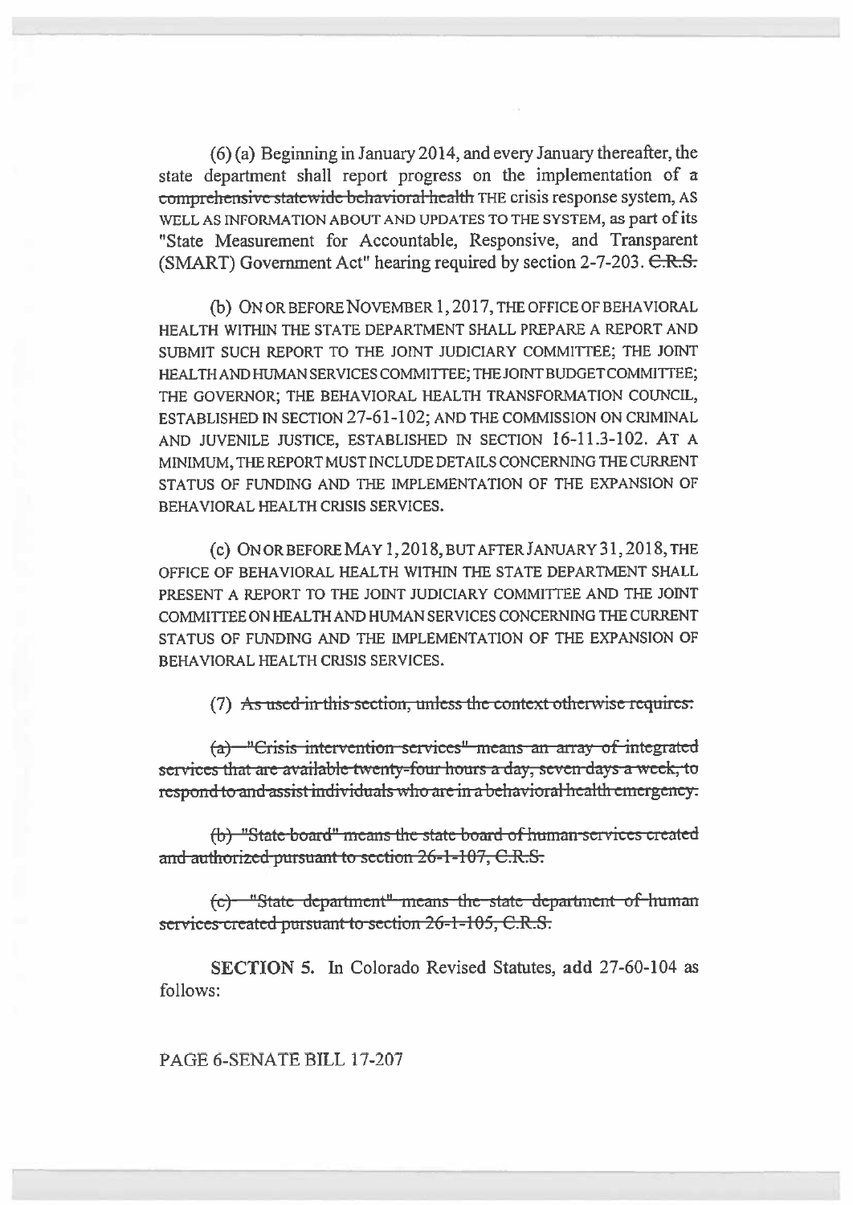(6) (a) Beginning in January 2014, and every January thereafter, the state department shall report progress on the implementation of ~~a comprehensive statewide behavioral health~~ THE crisis response system, AS WELL AS INFORMATION ABOUT AND UPDATES TO THE SYSTEM, as part of its "State Measurement for Accountable, Responsive, and Transparent (SMART) Government Act" hearing required by section 2-7-203. ~~C.R.S.~~

(b) ON OR BEFORE NOVEMBER 1, 2017, THE OFFICE OF BEHAVIORAL HEALTH WITHIN THE STATE DEPARTMENT SHALL PREPARE A REPORT AND SUBMIT SUCH REPORT TO THE JOINT JUDICIARY COMMITTEE; THE JOINT HEALTH AND HUMAN SERVICES COMMITTEE; THE JOINT BUDGET COMMITTEE; THE GOVERNOR; THE BEHAVIORAL HEALTH TRANSFORMATION COUNCIL, ESTABLISHED IN SECTION 27-61-102; AND THE COMMISSION ON CRIMINAL AND JUVENILE JUSTICE, ESTABLISHED IN SECTION 16-11.3-102. AT A MINIMUM, THE REPORT MUST INCLUDE DETAILS CONCERNING THE CURRENT STATUS OF FUNDING AND THE IMPLEMENTATION OF THE EXPANSION OF BEHAVIORAL HEALTH CRISIS SERVICES.

(c) ON OR BEFORE MAY 1, 2018, BUT AFTER JANUARY 31, 2018, THE OFFICE OF BEHAVIORAL HEALTH WITHIN THE STATE DEPARTMENT SHALL PRESENT A REPORT TO THE JOINT JUDICIARY COMMITTEE AND THE JOINT COMMITTEE ON HEALTH AND HUMAN SERVICES CONCERNING THE CURRENT STATUS OF FUNDING AND THE IMPLEMENTATION OF THE EXPANSION OF BEHAVIORAL HEALTH CRISIS SERVICES.

(7) ~~As used in this section, unless the context otherwise requires:~~

~~(a) "Crisis intervention services" means an array of integrated services that are available twenty-four hours a day, seven days a week, to respond to and assist individuals who are in a behavioral health emergency.~~

~~(b) "State board" means the state board of human services created and authorized pursuant to section 26-1-107, C.R.S.~~

~~(c) "State department" means the state department of human services created pursuant to section 26-1-105, C.R.S.~~

**SECTION 5.** In Colorado Revised Statutes, **add** 27-60-104 as follows: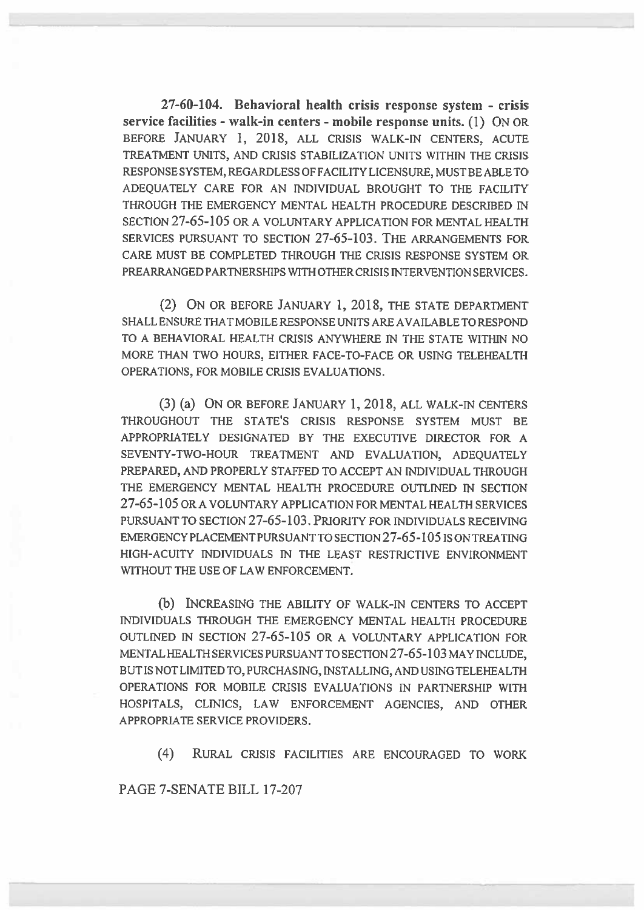**27-60-104. Behavioral health crisis response system - crisis service facilities - walk-in centers - mobile response units.** (1) ON OR BEFORE JANUARY 1, 2018, ALL CRISIS WALK-IN CENTERS, ACUTE TREATMENT UNITS, AND CRISIS STABILIZATION UNITS WITHIN THE CRISIS RESPONSE SYSTEM, REGARDLESS OF FACILITY LICENSURE, MUST BE ABLE TO ADEQUATELY CARE FOR AN INDIVIDUAL BROUGHT TO THE FACILITY THROUGH THE EMERGENCY MENTAL HEALTH PROCEDURE DESCRIBED IN SECTION 27-65-105 OR A VOLUNTARY APPLICATION FOR MENTAL HEALTH SERVICES PURSUANT TO SECTION 27-65-103. THE ARRANGEMENTS FOR CARE MUST BE COMPLETED THROUGH THE CRISIS RESPONSE SYSTEM OR PREARRANGED PARTNERSHIPS WITH OTHER CRISIS INTERVENTION SERVICES.

(2) ON OR BEFORE JANUARY 1, 2018, THE STATE DEPARTMENT SHALL ENSURE THAT MOBILE RESPONSE UNITS ARE AVAILABLE TO RESPOND TO A BEHAVIORAL HEALTH CRISIS ANYWHERE IN THE STATE WITHIN NO MORE THAN TWO HOURS, EITHER FACE-TO-FACE OR USING TELEHEALTH OPERATIONS, FOR MOBILE CRISIS EVALUATIONS.

(3) (a) ON OR BEFORE JANUARY 1, 2018, ALL WALK-IN CENTERS THROUGHOUT THE STATE'S CRISIS RESPONSE SYSTEM MUST BE APPROPRIATELY DESIGNATED BY THE EXECUTIVE DIRECTOR FOR A SEVENTY-TWO-HOUR TREATMENT AND EVALUATION, ADEQUATELY PREPARED, AND PROPERLY STAFFED TO ACCEPT AN INDIVIDUAL THROUGH THE EMERGENCY MENTAL HEALTH PROCEDURE OUTLINED IN SECTION 27-65-105 OR A VOLUNTARY APPLICATION FOR MENTAL HEALTH SERVICES PURSUANT TO SECTION 27-65-103. PRIORITY FOR INDIVIDUALS RECEIVING EMERGENCY PLACEMENT PURSUANT TO SECTION 27-65-105 IS ON TREATING HIGH-ACUITY INDIVIDUALS IN THE LEAST RESTRICTIVE ENVIRONMENT WITHOUT THE USE OF LAW ENFORCEMENT.

(b) INCREASING THE ABILITY OF WALK-IN CENTERS TO ACCEPT INDIVIDUALS THROUGH THE EMERGENCY MENTAL HEALTH PROCEDURE OUTLINED IN SECTION 27-65-105 OR A VOLUNTARY APPLICATION FOR MENTAL HEALTH SERVICES PURSUANT TO SECTION 27-65-103 MAY INCLUDE, BUT IS NOT LIMITED TO, PURCHASING, INSTALLING, AND USING TELEHEALTH OPERATIONS FOR MOBILE CRISIS EVALUATIONS IN PARTNERSHIP WITH HOSPITALS, CLINICS, LAW ENFORCEMENT AGENCIES, AND OTHER APPROPRIATE SERVICE PROVIDERS.

(4) RURAL CRISIS FACILITIES ARE ENCOURAGED TO WORK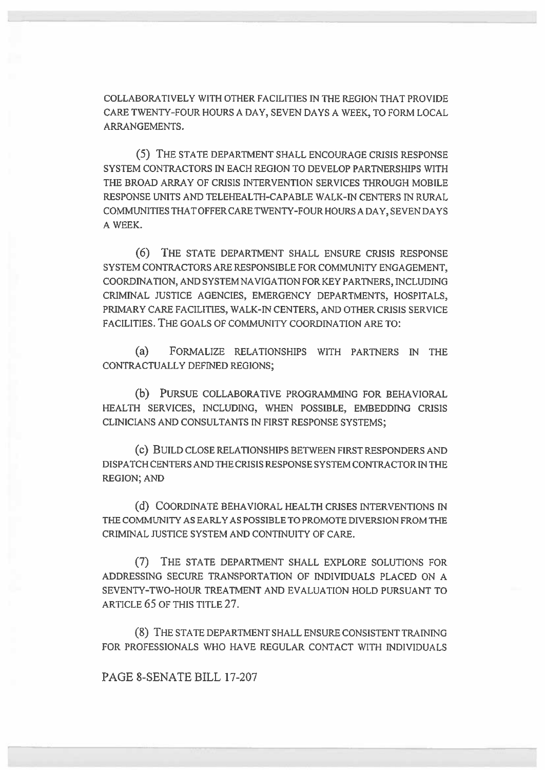COLLABORATIVELY WITH OTHER FACILITIES IN THE REGION THAT PROVIDE CARE TWENTY-FOUR HOURS A DAY, SEVEN DAYS A WEEK, TO FORM LOCAL ARRANGEMENTS.

(5) THE STATE DEPARTMENT SHALL ENCOURAGE CRISIS RESPONSE SYSTEM CONTRACTORS IN EACH REGION TO DEVELOP PARTNERSHIPS WITH THE BROAD ARRAY OF CRISIS INTERVENTION SERVICES THROUGH MOBILE RESPONSE UNITS AND TELEHEALTH-CAPABLE WALK-IN CENTERS IN RURAL COMMUNITIES THAT OFFER CARE TWENTY-FOUR HOURS A DAY, SEVEN DAYS A WEEK.

(6) THE STATE DEPARTMENT SHALL ENSURE CRISIS RESPONSE SYSTEM CONTRACTORS ARE RESPONSIBLE FOR COMMUNITY ENGAGEMENT, COORDINATION, AND SYSTEM NAVIGATION FOR KEY PARTNERS, INCLUDING CRIMINAL JUSTICE AGENCIES, EMERGENCY DEPARTMENTS, HOSPITALS, PRIMARY CARE FACILITIES, WALK-IN CENTERS, AND OTHER CRISIS SERVICE FACILITIES. THE GOALS OF COMMUNITY COORDINATION ARE TO:

(a) FORMALIZE RELATIONSHIPS WITH PARTNERS IN THE CONTRACTUALLY DEFINED REGIONS;

(b) PURSUE COLLABORATIVE PROGRAMMING FOR BEHAVIORAL HEALTH SERVICES, INCLUDING, WHEN POSSIBLE, EMBEDDING CRISIS CLINICIANS AND CONSULTANTS IN FIRST RESPONSE SYSTEMS;

(c) BUILD CLOSE RELATIONSHIPS BETWEEN FIRST RESPONDERS AND DISPATCH CENTERS AND THE CRISIS RESPONSE SYSTEM CONTRACTOR IN THE REGION; AND

(d) COORDINATE BEHAVIORAL HEALTH CRISES INTERVENTIONS IN THE COMMUNITY AS EARLY AS POSSIBLE TO PROMOTE DIVERSION FROM THE CRIMINAL JUSTICE SYSTEM AND CONTINUITY OF CARE.

(7) THE STATE DEPARTMENT SHALL EXPLORE SOLUTIONS FOR ADDRESSING SECURE TRANSPORTATION OF INDIVIDUALS PLACED ON A SEVENTY-TWO-HOUR TREATMENT AND EVALUATION HOLD PURSUANT TO ARTICLE 65 OF THIS TITLE 27.

(8) THE STATE DEPARTMENT SHALL ENSURE CONSISTENT TRAINING FOR PROFESSIONALS WHO HAVE REGULAR CONTACT WITH INDIVIDUALS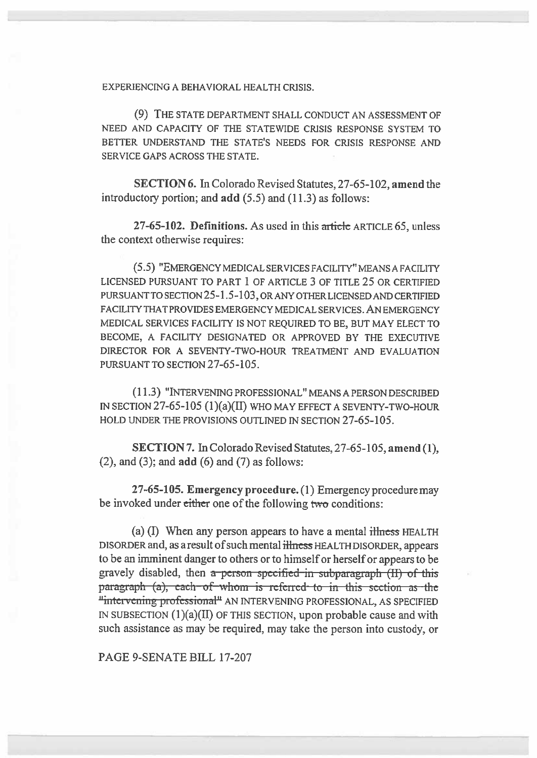EXPERIENCING A BEHAVIORAL HEALTH CRISIS.

(9) THE STATE DEPARTMENT SHALL CONDUCT AN ASSESSMENT OF NEED AND CAPACITY OF THE STATEWIDE CRISIS RESPONSE SYSTEM TO BETTER UNDERSTAND THE STATE'S NEEDS FOR CRISIS RESPONSE AND SERVICE GAPS ACROSS THE STATE.

**SECTION 6.** In Colorado Revised Statutes, 27-65-102, **amend** the introductory portion; and **add** (5.5) and (11.3) as follows:

**27-65-102. Definitions.** As used in this ~~article~~ ARTICLE 65, unless the context otherwise requires:

(5.5) "EMERGENCY MEDICAL SERVICES FACILITY" MEANS A FACILITY LICENSED PURSUANT TO PART 1 OF ARTICLE 3 OF TITLE 25 OR CERTIFIED PURSUANT TO SECTION 25-1.5-103, OR ANY OTHER LICENSED AND CERTIFIED FACILITY THAT PROVIDES EMERGENCY MEDICAL SERVICES. AN EMERGENCY MEDICAL SERVICES FACILITY IS NOT REQUIRED TO BE, BUT MAY ELECT TO BECOME, A FACILITY DESIGNATED OR APPROVED BY THE EXECUTIVE DIRECTOR FOR A SEVENTY-TWO-HOUR TREATMENT AND EVALUATION PURSUANT TO SECTION 27-65-105.

(11.3) "INTERVENING PROFESSIONAL" MEANS A PERSON DESCRIBED IN SECTION 27-65-105 (1)(a)(II) WHO MAY EFFECT A SEVENTY-TWO-HOUR HOLD UNDER THE PROVISIONS OUTLINED IN SECTION 27-65-105.

**SECTION 7.** In Colorado Revised Statutes, 27-65-105, **amend** (1), (2), and (3); and **add** (6) and (7) as follows:

**27-65-105. Emergency procedure.** (1) Emergency procedure may be invoked under ~~either~~ one of the following ~~two~~ conditions:

(a) (I) When any person appears to have a mental ~~illness~~ HEALTH DISORDER and, as a result of such mental ~~illness~~ HEALTH DISORDER, appears to be an imminent danger to others or to himself or herself or appears to be gravely disabled, then ~~a person specified in subparagraph (II) of this paragraph (a), each of whom is referred to in this section as the "intervening professional"~~ AN INTERVENING PROFESSIONAL, AS SPECIFIED IN SUBSECTION (1)(a)(II) OF THIS SECTION, upon probable cause and with such assistance as may be required, may take the person into custody, or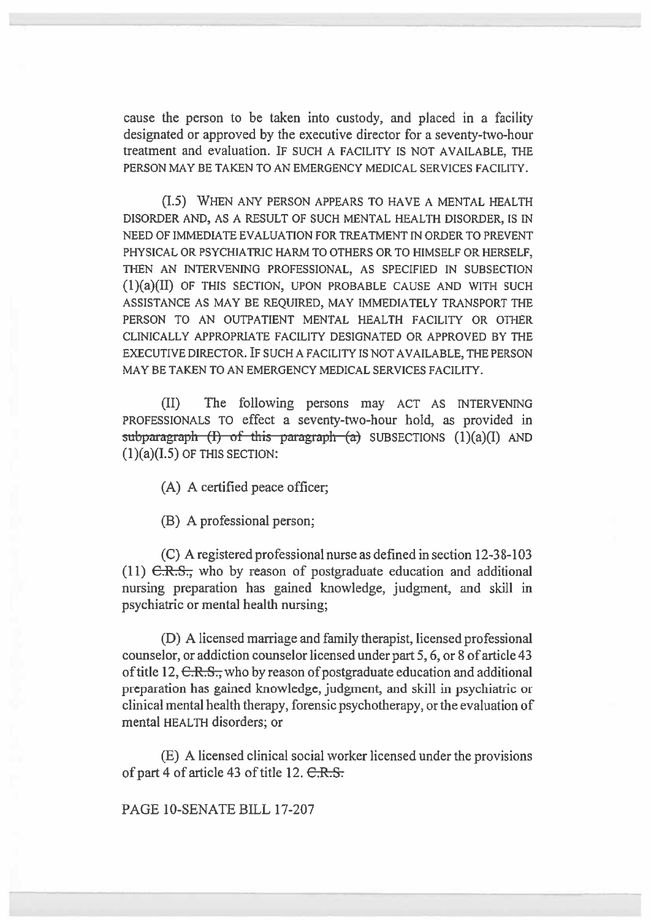cause the person to be taken into custody, and placed in a facility designated or approved by the executive director for a seventy-two-hour treatment and evaluation. IF SUCH A FACILITY IS NOT AVAILABLE, THE PERSON MAY BE TAKEN TO AN EMERGENCY MEDICAL SERVICES FACILITY.

(I.5) WHEN ANY PERSON APPEARS TO HAVE A MENTAL HEALTH DISORDER AND, AS A RESULT OF SUCH MENTAL HEALTH DISORDER, IS IN NEED OF IMMEDIATE EVALUATION FOR TREATMENT IN ORDER TO PREVENT PHYSICAL OR PSYCHIATRIC HARM TO OTHERS OR TO HIMSELF OR HERSELF, THEN AN INTERVENING PROFESSIONAL, AS SPECIFIED IN SUBSECTION (1)(a)(II) OF THIS SECTION, UPON PROBABLE CAUSE AND WITH SUCH ASSISTANCE AS MAY BE REQUIRED, MAY IMMEDIATELY TRANSPORT THE PERSON TO AN OUTPATIENT MENTAL HEALTH FACILITY OR OTHER CLINICALLY APPROPRIATE FACILITY DESIGNATED OR APPROVED BY THE EXECUTIVE DIRECTOR. IF SUCH A FACILITY IS NOT AVAILABLE, THE PERSON MAY BE TAKEN TO AN EMERGENCY MEDICAL SERVICES FACILITY.

(II) The following persons may ACT AS INTERVENING PROFESSIONALS TO effect a seventy-two-hour hold, as provided in ~~subparagraph (I) of this paragraph (a)~~ SUBSECTIONS (1)(a)(I) AND (1)(a)(I.5) OF THIS SECTION:

(A) A certified peace officer;

(B) A professional person;

(C) A registered professional nurse as defined in section 12-38-103 (11) ~~C.R.S.,~~ who by reason of postgraduate education and additional nursing preparation has gained knowledge, judgment, and skill in psychiatric or mental health nursing;

(D) A licensed marriage and family therapist, licensed professional counselor, or addiction counselor licensed under part 5, 6, or 8 of article 43 of title 12, ~~C.R.S.,~~ who by reason of postgraduate education and additional preparation has gained knowledge, judgment, and skill in psychiatric or clinical mental health therapy, forensic psychotherapy, or the evaluation of mental HEALTH disorders; or

(E) A licensed clinical social worker licensed under the provisions of part 4 of article 43 of title 12. ~~C.R.S.~~

PAGE 10-SENATE BILL 17-207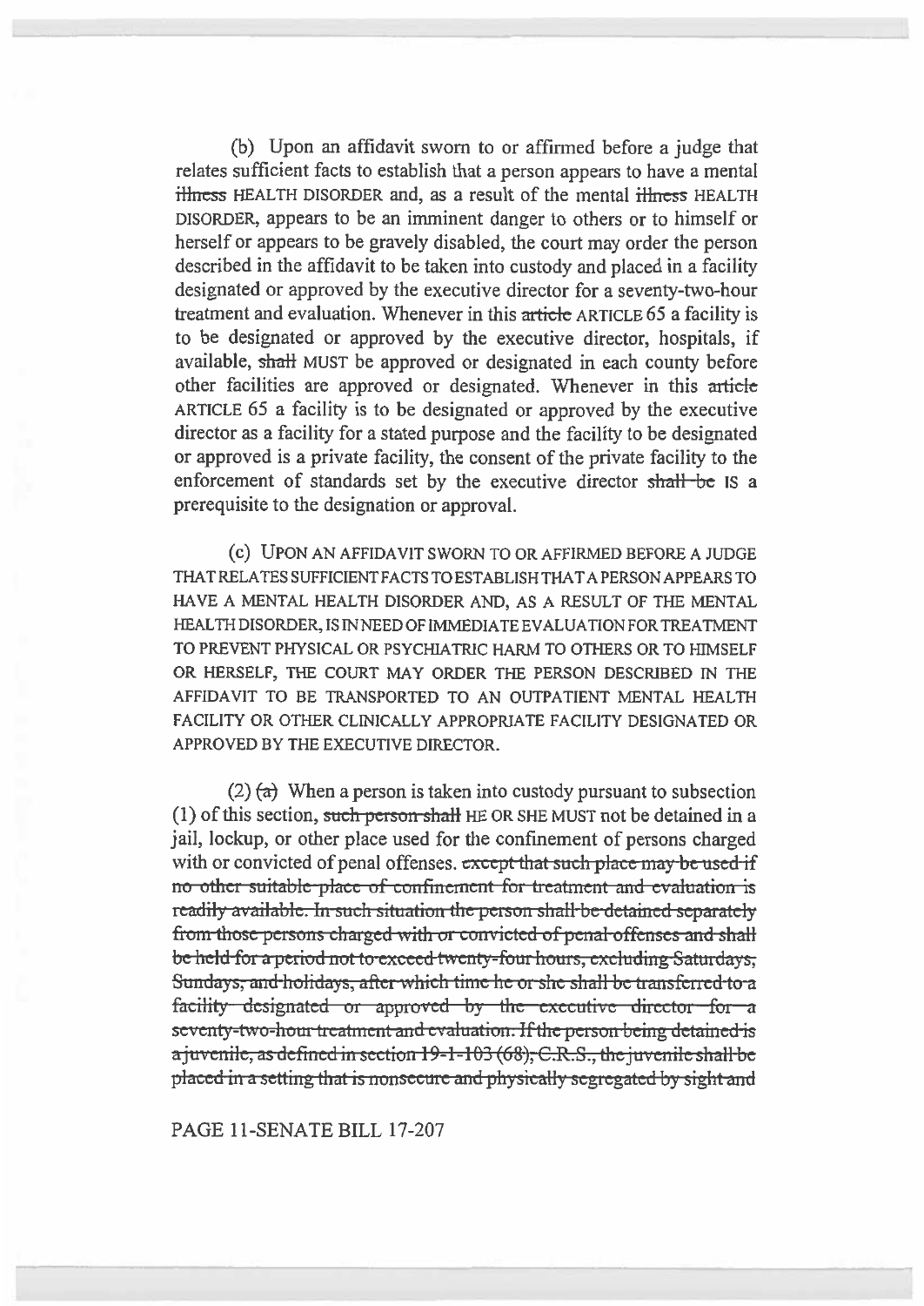(b) Upon an affidavit sworn to or affirmed before a judge that relates sufficient facts to establish that a person appears to have a mental ~~illness~~ HEALTH DISORDER and, as a result of the mental ~~illness~~ HEALTH DISORDER, appears to be an imminent danger to others or to himself or herself or appears to be gravely disabled, the court may order the person described in the affidavit to be taken into custody and placed in a facility designated or approved by the executive director for a seventy-two-hour treatment and evaluation. Whenever in this ~~article~~ ARTICLE 65 a facility is to be designated or approved by the executive director, hospitals, if available, ~~shall~~ MUST be approved or designated in each county before other facilities are approved or designated. Whenever in this ~~article~~ ARTICLE 65 a facility is to be designated or approved by the executive director as a facility for a stated purpose and the facility to be designated or approved is a private facility, the consent of the private facility to the enforcement of standards set by the executive director ~~shall be~~ IS a prerequisite to the designation or approval.

(c) UPON AN AFFIDAVIT SWORN TO OR AFFIRMED BEFORE A JUDGE THAT RELATES SUFFICIENT FACTS TO ESTABLISH THAT A PERSON APPEARS TO HAVE A MENTAL HEALTH DISORDER AND, AS A RESULT OF THE MENTAL HEALTH DISORDER, IS IN NEED OF IMMEDIATE EVALUATION FOR TREATMENT TO PREVENT PHYSICAL OR PSYCHIATRIC HARM TO OTHERS OR TO HIMSELF OR HERSELF, THE COURT MAY ORDER THE PERSON DESCRIBED IN THE AFFIDAVIT TO BE TRANSPORTED TO AN OUTPATIENT MENTAL HEALTH FACILITY OR OTHER CLINICALLY APPROPRIATE FACILITY DESIGNATED OR APPROVED BY THE EXECUTIVE DIRECTOR.

(2) ~~(a)~~ When a person is taken into custody pursuant to subsection (1) of this section, ~~such person shall~~ HE OR SHE MUST not be detained in a jail, lockup, or other place used for the confinement of persons charged with or convicted of penal offenses. ~~except that such place may be used if no other suitable place of confinement for treatment and evaluation is readily available. In such situation the person shall be detained separately from those persons charged with or convicted of penal offenses and shall be held for a period not to exceed twenty-four hours, excluding Saturdays, Sundays, and holidays, after which time he or she shall be transferred to a facility designated or approved by the executive director for a seventy-two-hour treatment and evaluation. If the person being detained is a juvenile, as defined in section 19-1-103 (68), C.R.S., the juvenile shall be placed in a setting that is nonsecure and physically segregated by sight and~~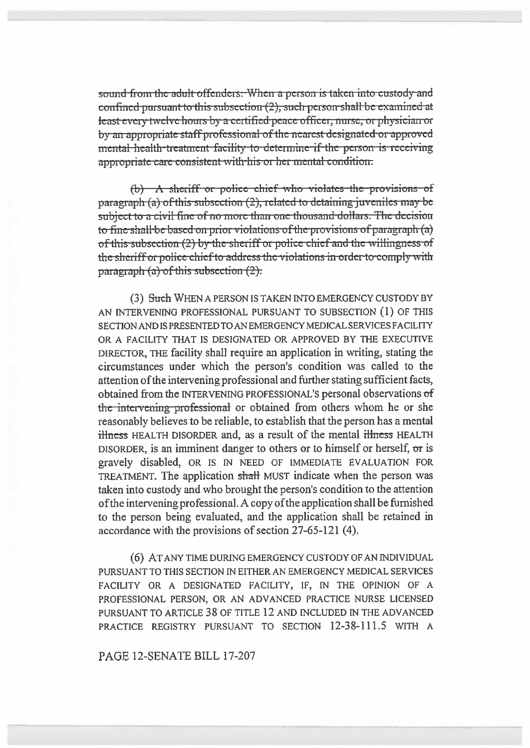~~sound from the adult offenders. When a person is taken into custody and confined pursuant to this subsection (2), such person shall be examined at least every twelve hours by a certified peace officer, nurse, or physician or by an appropriate staff professional of the nearest designated or approved mental health treatment facility to determine if the person is receiving appropriate care consistent with his or her mental condition.~~

~~(b) A sheriff or police chief who violates the provisions of paragraph (a) of this subsection (2), related to detaining juveniles may be subject to a civil fine of no more than one thousand dollars. The decision to fine shall be based on prior violations of the provisions of paragraph (a) of this subsection (2) by the sheriff or police chief and the willingness of the sheriff or police chief to address the violations in order to comply with paragraph (a) of this subsection (2).~~

(3) ~~Such~~ WHEN A PERSON IS TAKEN INTO EMERGENCY CUSTODY BY AN INTERVENING PROFESSIONAL PURSUANT TO SUBSECTION (1) OF THIS SECTION AND IS PRESENTED TO AN EMERGENCY MEDICAL SERVICES FACILITY OR A FACILITY THAT IS DESIGNATED OR APPROVED BY THE EXECUTIVE DIRECTOR, THE facility shall require an application in writing, stating the circumstances under which the person's condition was called to the attention of the intervening professional and further stating sufficient facts, obtained from the INTERVENING PROFESSIONAL'S personal observations ~~of the intervening professional~~ or obtained from others whom he or she reasonably believes to be reliable, to establish that the person has a mental ~~illness~~ HEALTH DISORDER and, as a result of the mental ~~illness~~ HEALTH DISORDER, is an imminent danger to others or to himself or herself, ~~or~~ is gravely disabled, OR IS IN NEED OF IMMEDIATE EVALUATION FOR TREATMENT. The application ~~shall~~ MUST indicate when the person was taken into custody and who brought the person's condition to the attention of the intervening professional. A copy of the application shall be furnished to the person being evaluated, and the application shall be retained in accordance with the provisions of section 27-65-121 (4).

(6) AT ANY TIME DURING EMERGENCY CUSTODY OF AN INDIVIDUAL PURSUANT TO THIS SECTION IN EITHER AN EMERGENCY MEDICAL SERVICES FACILITY OR A DESIGNATED FACILITY, IF, IN THE OPINION OF A PROFESSIONAL PERSON, OR AN ADVANCED PRACTICE NURSE LICENSED PURSUANT TO ARTICLE 38 OF TITLE 12 AND INCLUDED IN THE ADVANCED PRACTICE REGISTRY PURSUANT TO SECTION 12-38-111.5 WITH A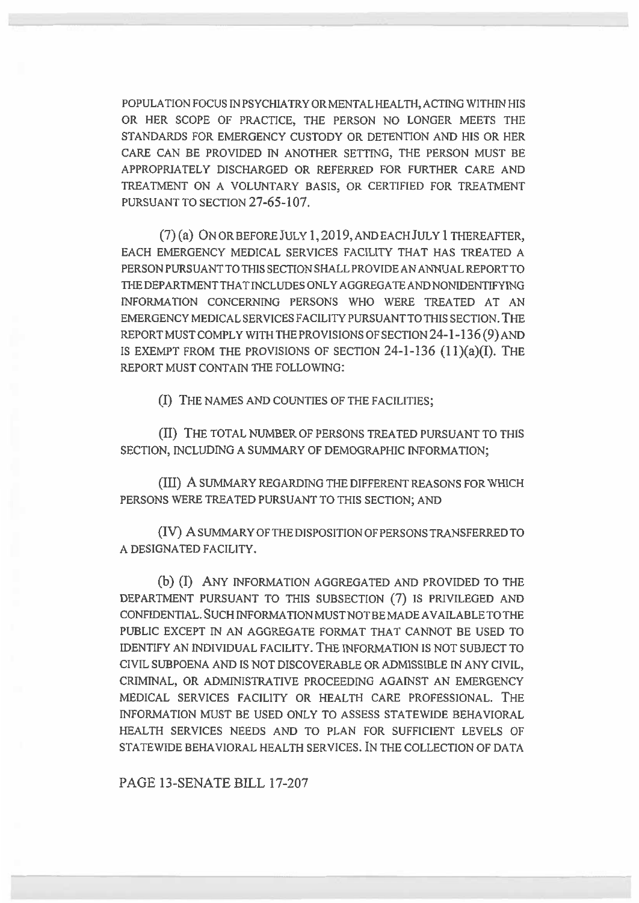POPULATION FOCUS IN PSYCHIATRY OR MENTAL HEALTH, ACTING WITHIN HIS OR HER SCOPE OF PRACTICE, THE PERSON NO LONGER MEETS THE STANDARDS FOR EMERGENCY CUSTODY OR DETENTION AND HIS OR HER CARE CAN BE PROVIDED IN ANOTHER SETTING, THE PERSON MUST BE APPROPRIATELY DISCHARGED OR REFERRED FOR FURTHER CARE AND TREATMENT ON A VOLUNTARY BASIS, OR CERTIFIED FOR TREATMENT PURSUANT TO SECTION 27-65-107.

(7) (a) ON OR BEFORE JULY 1, 2019, AND EACH JULY 1 THEREAFTER, EACH EMERGENCY MEDICAL SERVICES FACILITY THAT HAS TREATED A PERSON PURSUANT TO THIS SECTION SHALL PROVIDE AN ANNUAL REPORT TO THE DEPARTMENT THAT INCLUDES ONLY AGGREGATE AND NONIDENTIFYING INFORMATION CONCERNING PERSONS WHO WERE TREATED AT AN EMERGENCY MEDICAL SERVICES FACILITY PURSUANT TO THIS SECTION. THE REPORT MUST COMPLY WITH THE PROVISIONS OF SECTION 24-1-136 (9) AND IS EXEMPT FROM THE PROVISIONS OF SECTION 24-1-136 (11)(a)(I). THE REPORT MUST CONTAIN THE FOLLOWING:

(I) THE NAMES AND COUNTIES OF THE FACILITIES;

(II) THE TOTAL NUMBER OF PERSONS TREATED PURSUANT TO THIS SECTION, INCLUDING A SUMMARY OF DEMOGRAPHIC INFORMATION;

(III) A SUMMARY REGARDING THE DIFFERENT REASONS FOR WHICH PERSONS WERE TREATED PURSUANT TO THIS SECTION; AND

(IV) A SUMMARY OF THE DISPOSITION OF PERSONS TRANSFERRED TO A DESIGNATED FACILITY.

(b) (I) ANY INFORMATION AGGREGATED AND PROVIDED TO THE DEPARTMENT PURSUANT TO THIS SUBSECTION (7) IS PRIVILEGED AND CONFIDENTIAL. SUCH INFORMATION MUST NOT BE MADE AVAILABLE TO THE PUBLIC EXCEPT IN AN AGGREGATE FORMAT THAT CANNOT BE USED TO IDENTIFY AN INDIVIDUAL FACILITY. THE INFORMATION IS NOT SUBJECT TO CIVIL SUBPOENA AND IS NOT DISCOVERABLE OR ADMISSIBLE IN ANY CIVIL, CRIMINAL, OR ADMINISTRATIVE PROCEEDING AGAINST AN EMERGENCY MEDICAL SERVICES FACILITY OR HEALTH CARE PROFESSIONAL. THE INFORMATION MUST BE USED ONLY TO ASSESS STATEWIDE BEHAVIORAL HEALTH SERVICES NEEDS AND TO PLAN FOR SUFFICIENT LEVELS OF STATEWIDE BEHAVIORAL HEALTH SERVICES. IN THE COLLECTION OF DATA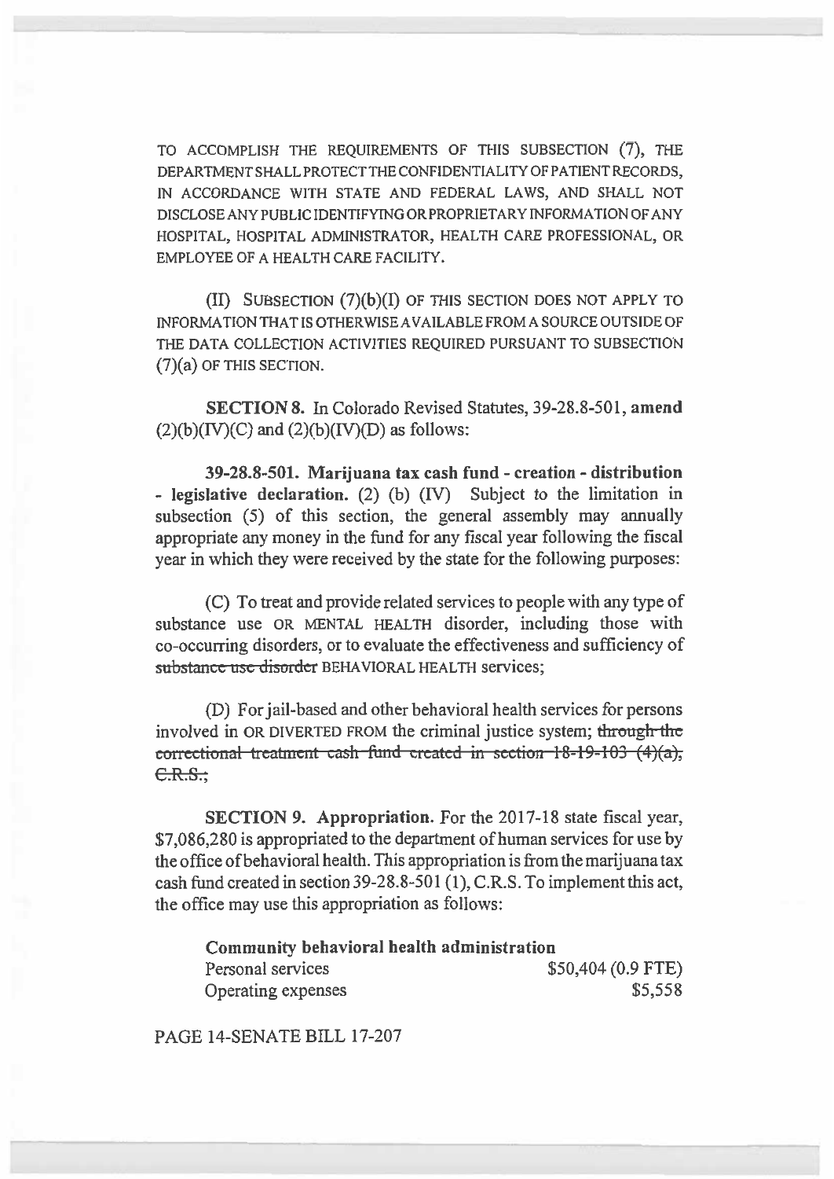TO ACCOMPLISH THE REQUIREMENTS OF THIS SUBSECTION (7), THE DEPARTMENT SHALL PROTECT THE CONFIDENTIALITY OF PATIENT RECORDS, IN ACCORDANCE WITH STATE AND FEDERAL LAWS, AND SHALL NOT DISCLOSE ANY PUBLIC IDENTIFYING OR PROPRIETARY INFORMATION OF ANY HOSPITAL, HOSPITAL ADMINISTRATOR, HEALTH CARE PROFESSIONAL, OR EMPLOYEE OF A HEALTH CARE FACILITY.

(II) SUBSECTION (7)(b)(I) OF THIS SECTION DOES NOT APPLY TO INFORMATION THAT IS OTHERWISE AVAILABLE FROM A SOURCE OUTSIDE OF THE DATA COLLECTION ACTIVITIES REQUIRED PURSUANT TO SUBSECTION (7)(a) OF THIS SECTION.

**SECTION 8.** In Colorado Revised Statutes, 39-28.8-501, **amend** (2)(b)(IV)(C) and (2)(b)(IV)(D) as follows:

**39-28.8-501. Marijuana tax cash fund - creation - distribution - legislative declaration.** (2) (b) (IV) Subject to the limitation in subsection (5) of this section, the general assembly may annually appropriate any money in the fund for any fiscal year following the fiscal year in which they were received by the state for the following purposes:

(C) To treat and provide related services to people with any type of substance use OR MENTAL HEALTH disorder, including those with co-occurring disorders, or to evaluate the effectiveness and sufficiency of ~~substance use disorder~~ BEHAVIORAL HEALTH services;

(D) For jail-based and other behavioral health services for persons involved in OR DIVERTED FROM the criminal justice system; ~~through the correctional treatment cash fund created in section 18-19-103 (4)(a), C.R.S.;~~

**SECTION 9. Appropriation.** For the 2017-18 state fiscal year, \$7,086,280 is appropriated to the department of human services for use by the office of behavioral health. This appropriation is from the marijuana tax cash fund created in section 39-28.8-501 (1), C.R.S. To implement this act, the office may use this appropriation as follows:

**Community behavioral health administration**

| | |
|---|---|
| Personal services | \$50,404 (0.9 FTE) |
| Operating expenses | \$5,558 |

PAGE 14-SENATE BILL 17-207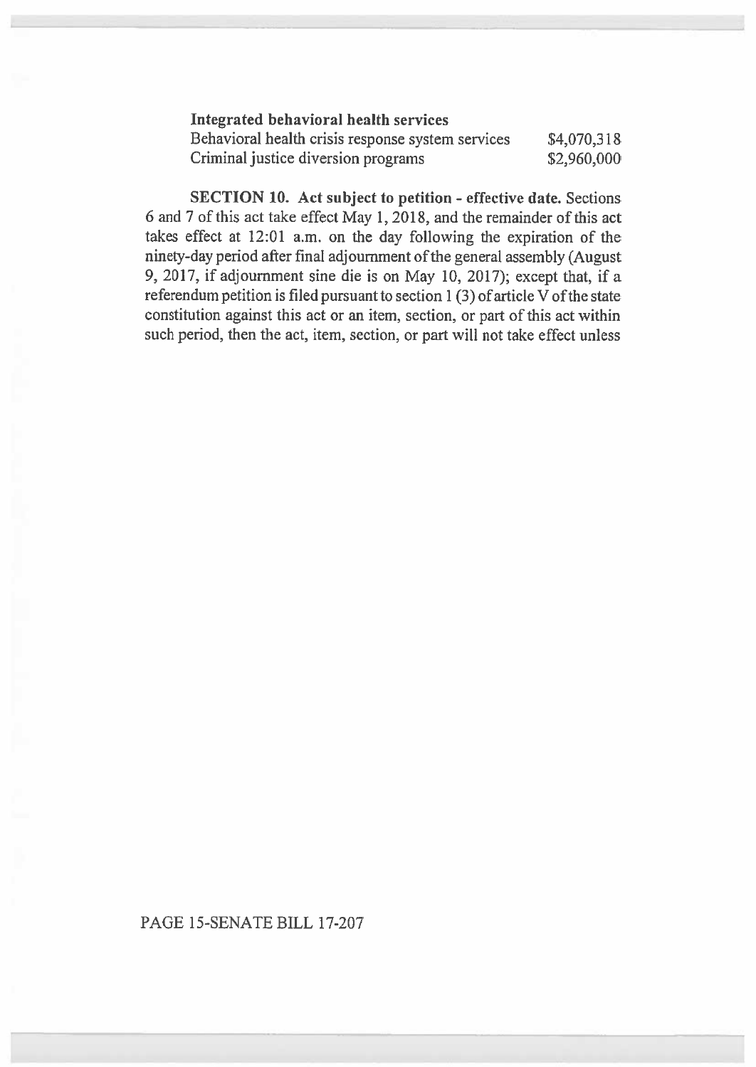**Integrated behavioral health services**

| | |
|---|---|
| Behavioral health crisis response system services | $4,070,318 |
| Criminal justice diversion programs | $2,960,000 |

**SECTION 10. Act subject to petition - effective date.** Sections 6 and 7 of this act take effect May 1, 2018, and the remainder of this act takes effect at 12:01 a.m. on the day following the expiration of the ninety-day period after final adjournment of the general assembly (August 9, 2017, if adjournment sine die is on May 10, 2017); except that, if a referendum petition is filed pursuant to section 1 (3) of article V of the state constitution against this act or an item, section, or part of this act within such period, then the act, item, section, or part will not take effect unless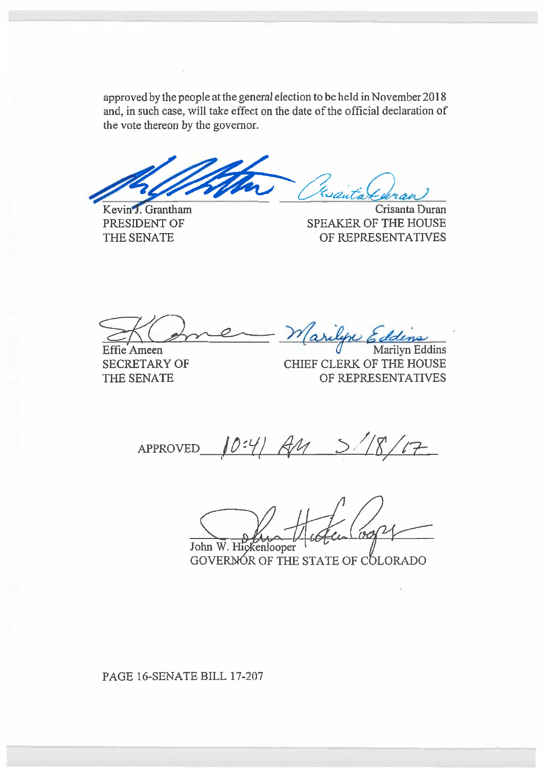approved by the people at the general election to be held in November 2018 and, in such case, will take effect on the date of the official declaration of the vote thereon by the governor.

| | |
|---|---|
| Kevin J. Grantham<br>PRESIDENT OF<br>THE SENATE | Crisanta Duran<br>SPEAKER OF THE HOUSE<br>OF REPRESENTATIVES |
| Effie Ameen<br>SECRETARY OF<br>THE SENATE | Marilyn Eddins<br>CHIEF CLERK OF THE HOUSE<br>OF REPRESENTATIVES |

APPROVED 10:41 AM 5/18/17

John W. Hickenlooper
GOVERNOR OF THE STATE OF COLORADO

PAGE 16-SENATE BILL 17-207